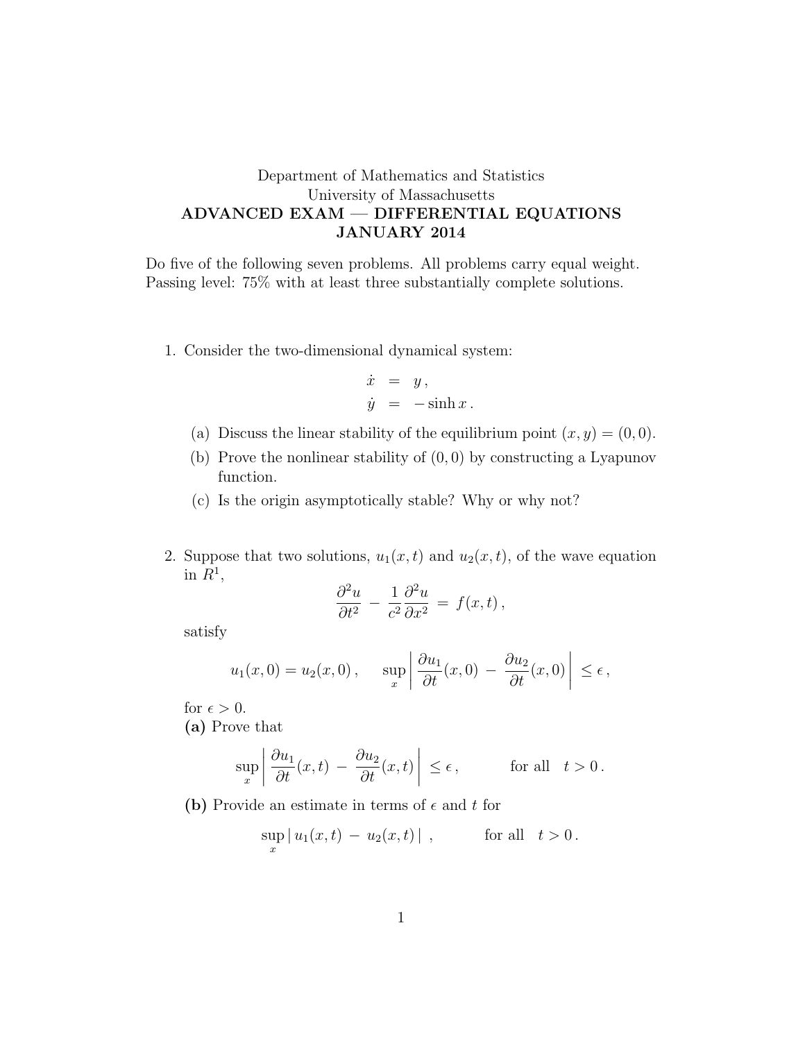Department of Mathematics and Statistics
University of Massachusetts

**ADVANCED EXAM — DIFFERENTIAL EQUATIONS**
**JANUARY 2014**

Do five of the following seven problems. All problems carry equal weight.
Passing level: 75% with at least three substantially complete solutions.

1. Consider the two-dimensional dynamical system:

$$\dot{x} = y\,,$$
$$\dot{y} = -\sinh x\,.$$

   (a) Discuss the linear stability of the equilibrium point $(x, y) = (0, 0)$.

   (b) Prove the nonlinear stability of $(0, 0)$ by constructing a Lyapunov function.

   (c) Is the origin asymptotically stable? Why or why not?

2. Suppose that two solutions, $u_1(x, t)$ and $u_2(x, t)$, of the wave equation in $R^1$,

$$\frac{\partial^2 u}{\partial t^2} - \frac{1}{c^2}\frac{\partial^2 u}{\partial x^2} = f(x, t)\,,$$

satisfy

$$u_1(x, 0) = u_2(x, 0)\,, \qquad \sup_x \left| \frac{\partial u_1}{\partial t}(x, 0) - \frac{\partial u_2}{\partial t}(x, 0) \right| \le \epsilon\,,$$

for $\epsilon > 0$.

**(a)** Prove that

$$\sup_x \left| \frac{\partial u_1}{\partial t}(x, t) - \frac{\partial u_2}{\partial t}(x, t) \right| \le \epsilon\,, \qquad \text{for all} \quad t > 0\,.$$

**(b)** Provide an estimate in terms of $\epsilon$ and $t$ for

$$\sup_x |\, u_1(x, t) - u_2(x, t)\,|\ , \qquad \text{for all} \quad t > 0\,.$$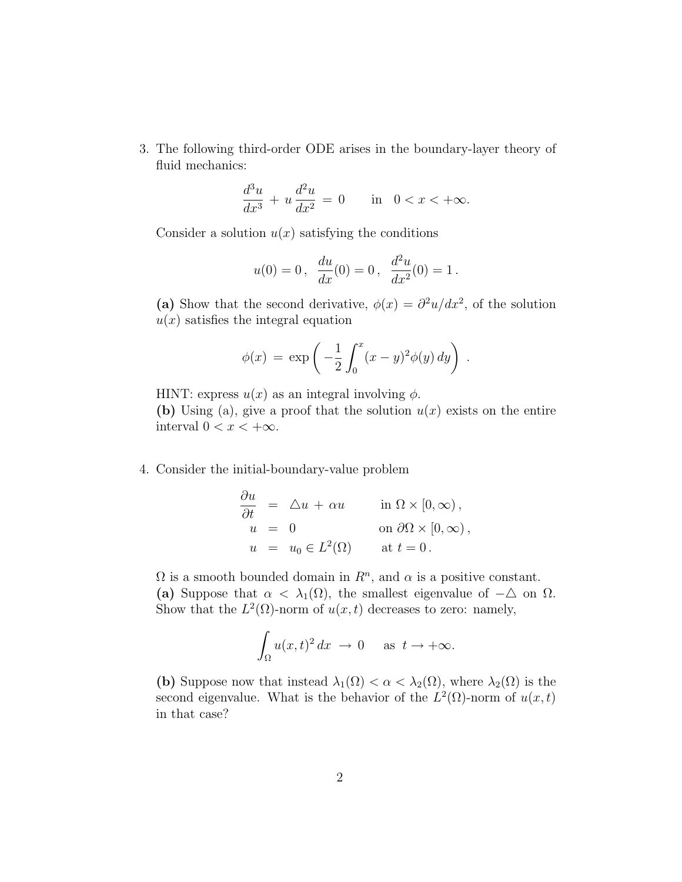3. The following third-order ODE arises in the boundary-layer theory of fluid mechanics:

$$\frac{d^3u}{dx^3} + u\,\frac{d^2u}{dx^2} = 0 \qquad \text{in} \quad 0 < x < +\infty.$$

Consider a solution $u(x)$ satisfying the conditions

$$u(0) = 0\,, \;\; \frac{du}{dx}(0) = 0\,, \;\; \frac{d^2u}{dx^2}(0) = 1\,.$$

**(a)** Show that the second derivative, $\phi(x) = \partial^2 u/dx^2$, of the solution $u(x)$ satisfies the integral equation

$$\phi(x) \;=\; \exp\left( -\frac{1}{2}\int_0^x (x-y)^2 \phi(y)\, dy \right)\,.$$

HINT: express $u(x)$ as an integral involving $\phi$.

**(b)** Using (a), give a proof that the solution $u(x)$ exists on the entire interval $0 < x < +\infty$.

4. Consider the initial-boundary-value problem

$$\begin{aligned} \frac{\partial u}{\partial t} &= \triangle u \,+\, \alpha u \qquad && \text{in } \Omega \times [0,\infty)\,, \\ u &= 0 && \text{on } \partial\Omega \times [0,\infty)\,, \\ u &= u_0 \in L^2(\Omega) && \text{at } t = 0\,. \end{aligned}$$

$\Omega$ is a smooth bounded domain in $R^n$, and $\alpha$ is a positive constant.

**(a)** Suppose that $\alpha < \lambda_1(\Omega)$, the smallest eigenvalue of $-\triangle$ on $\Omega$. Show that the $L^2(\Omega)$-norm of $u(x,t)$ decreases to zero: namely,

$$\int_\Omega u(x,t)^2\, dx \;\to\; 0 \qquad \text{as } \; t \to +\infty.$$

**(b)** Suppose now that instead $\lambda_1(\Omega) < \alpha < \lambda_2(\Omega)$, where $\lambda_2(\Omega)$ is the second eigenvalue. What is the behavior of the $L^2(\Omega)$-norm of $u(x,t)$ in that case?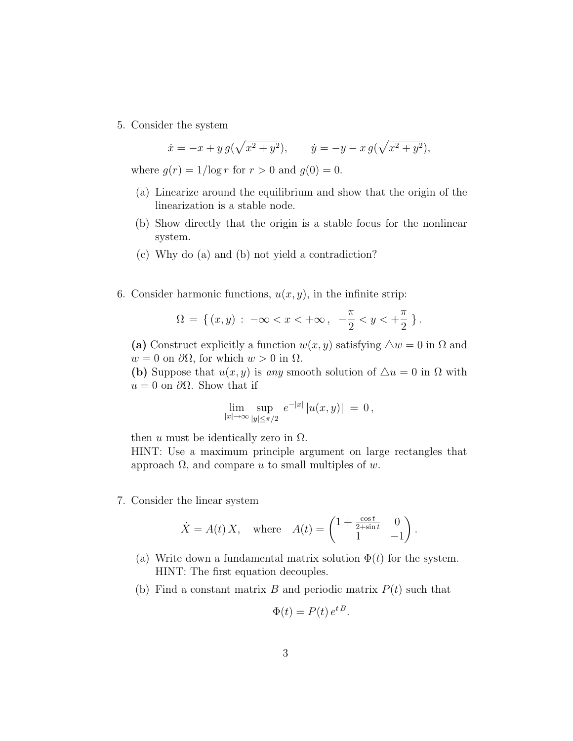5. Consider the system

$$\dot{x} = -x + y\, g(\sqrt{x^2 + y^2}), \qquad \dot{y} = -y - x\, g(\sqrt{x^2 + y^2}),$$

where $g(r) = 1/\log r$ for $r > 0$ and $g(0) = 0$.

   (a) Linearize around the equilibrium and show that the origin of the linearization is a stable node.

   (b) Show directly that the origin is a stable focus for the nonlinear system.

   (c) Why do (a) and (b) not yield a contradiction?

6. Consider harmonic functions, $u(x, y)$, in the infinite strip:

$$\Omega \;=\; \{\,(x,y)\;:\; -\infty < x < +\infty\,,\;\; -\frac{\pi}{2} < y < +\frac{\pi}{2}\,\}\,.$$

**(a)** Construct explicitly a function $w(x, y)$ satisfying $\triangle w = 0$ in $\Omega$ and $w = 0$ on $\partial\Omega$, for which $w > 0$ in $\Omega$.

**(b)** Suppose that $u(x, y)$ is *any* smooth solution of $\triangle u = 0$ in $\Omega$ with $u = 0$ on $\partial\Omega$. Show that if

$$\lim_{|x|\to\infty}\ \sup_{|y|\le\pi/2}\ e^{-|x|}\,|u(x,y)| \;=\; 0\,,$$

then $u$ must be identically zero in $\Omega$.

HINT: Use a maximum principle argument on large rectangles that approach $\Omega$, and compare $u$ to small multiples of $w$.

7. Consider the linear system

$$\dot{X} = A(t)\,X, \quad \text{where} \quad A(t) = \begin{pmatrix} 1 + \frac{\cos t}{2+\sin t} & 0 \\ 1 & -1 \end{pmatrix}.$$

   (a) Write down a fundamental matrix solution $\Phi(t)$ for the system. HINT: The first equation decouples.

   (b) Find a constant matrix $B$ and periodic matrix $P(t)$ such that

$$\Phi(t) = P(t)\, e^{t\,B}.$$